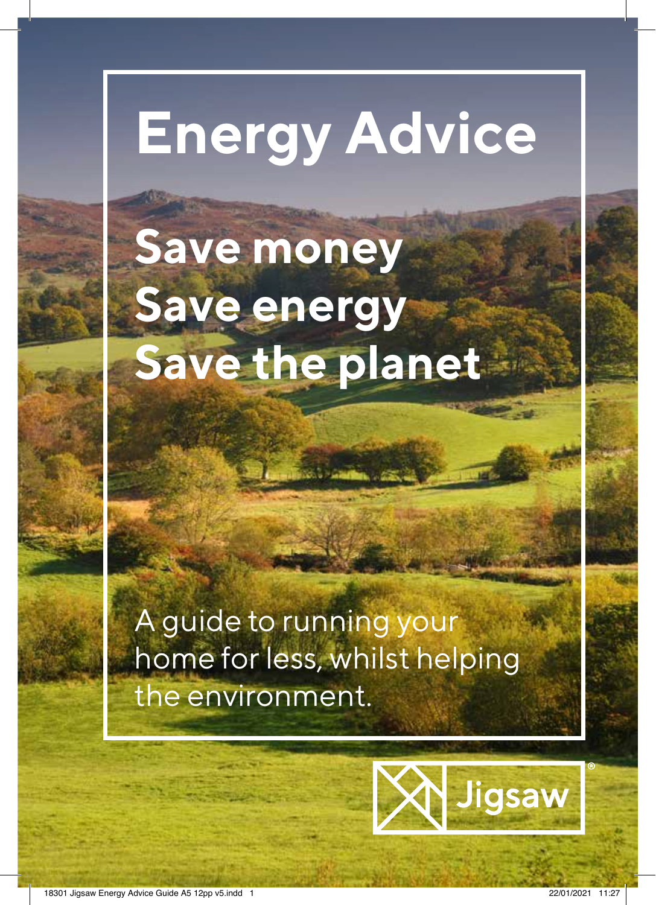# Energy Advice

## Save money
## Save energy
## Save the planet

A guide to running your home for less, whilst helping the environment.

Jigsaw®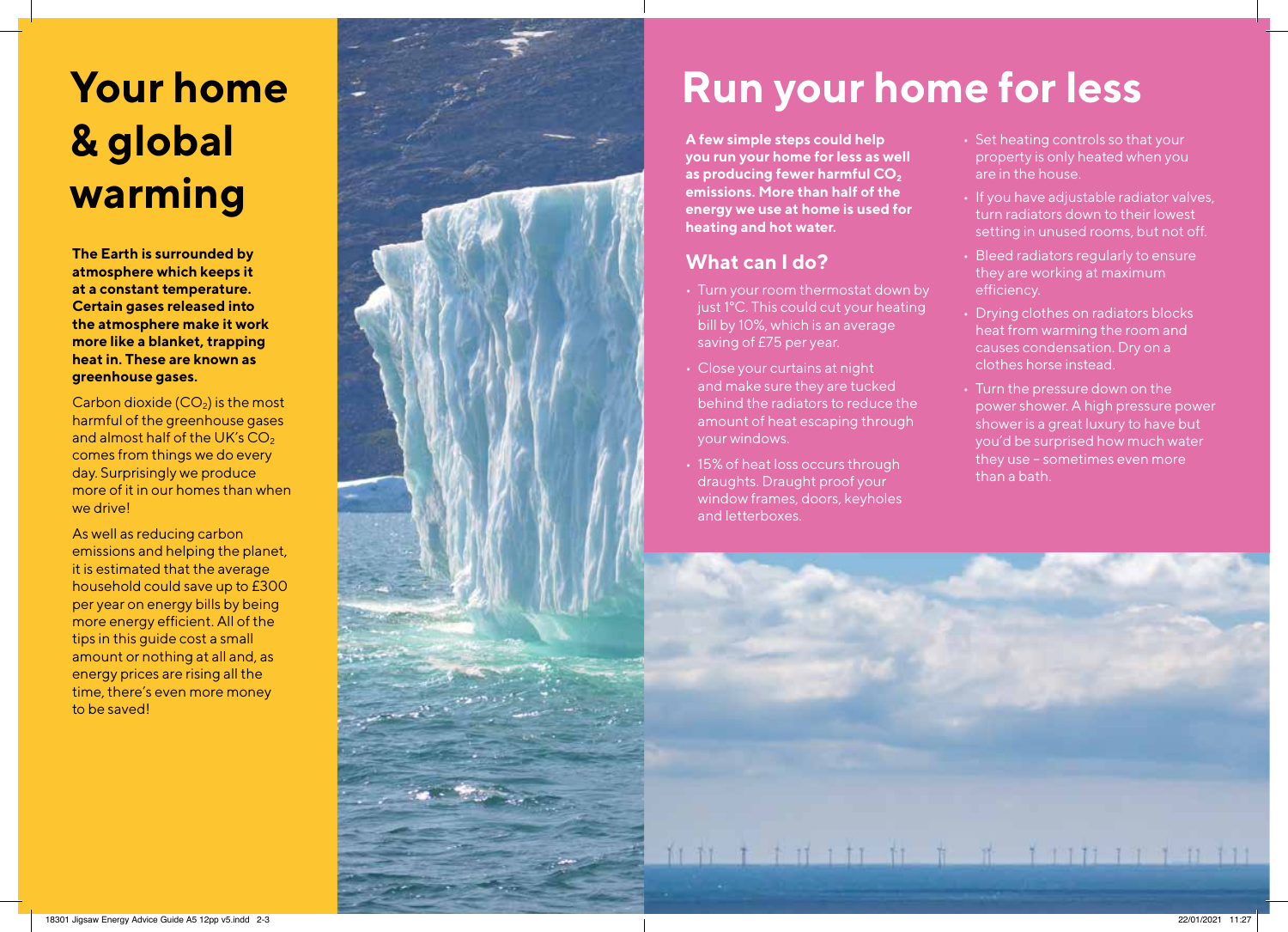# Your home & global warming

**The Earth is surrounded by atmosphere which keeps it at a constant temperature. Certain gases released into the atmosphere make it work more like a blanket, trapping heat in. These are known as greenhouse gases.**

Carbon dioxide ($CO_2$) is the most harmful of the greenhouse gases and almost half of the UK's $CO_2$ comes from things we do every day. Surprisingly we produce more of it in our homes than when we drive!

As well as reducing carbon emissions and helping the planet, it is estimated that the average household could save up to £300 per year on energy bills by being more energy efficient. All of the tips in this guide cost a small amount or nothing at all and, as energy prices are rising all the time, there's even more money to be saved!

# Run your home for less

**A few simple steps could help you run your home for less as well as producing fewer harmful $CO_2$ emissions. More than half of the energy we use at home is used for heating and hot water.**

## What can I do?

- Turn your room thermostat down by just 1°C. This could cut your heating bill by 10%, which is an average saving of £75 per year.
- Close your curtains at night and make sure they are tucked behind the radiators to reduce the amount of heat escaping through your windows.
- 15% of heat loss occurs through draughts. Draught proof your window frames, doors, keyholes and letterboxes.
- Set heating controls so that your property is only heated when you are in the house.
- If you have adjustable radiator valves, turn radiators down to their lowest setting in unused rooms, but not off.
- Bleed radiators regularly to ensure they are working at maximum efficiency.
- Drying clothes on radiators blocks heat from warming the room and causes condensation. Dry on a clothes horse instead.
- Turn the pressure down on the power shower. A high pressure power shower is a great luxury to have but you'd be surprised how much water they use – sometimes even more than a bath.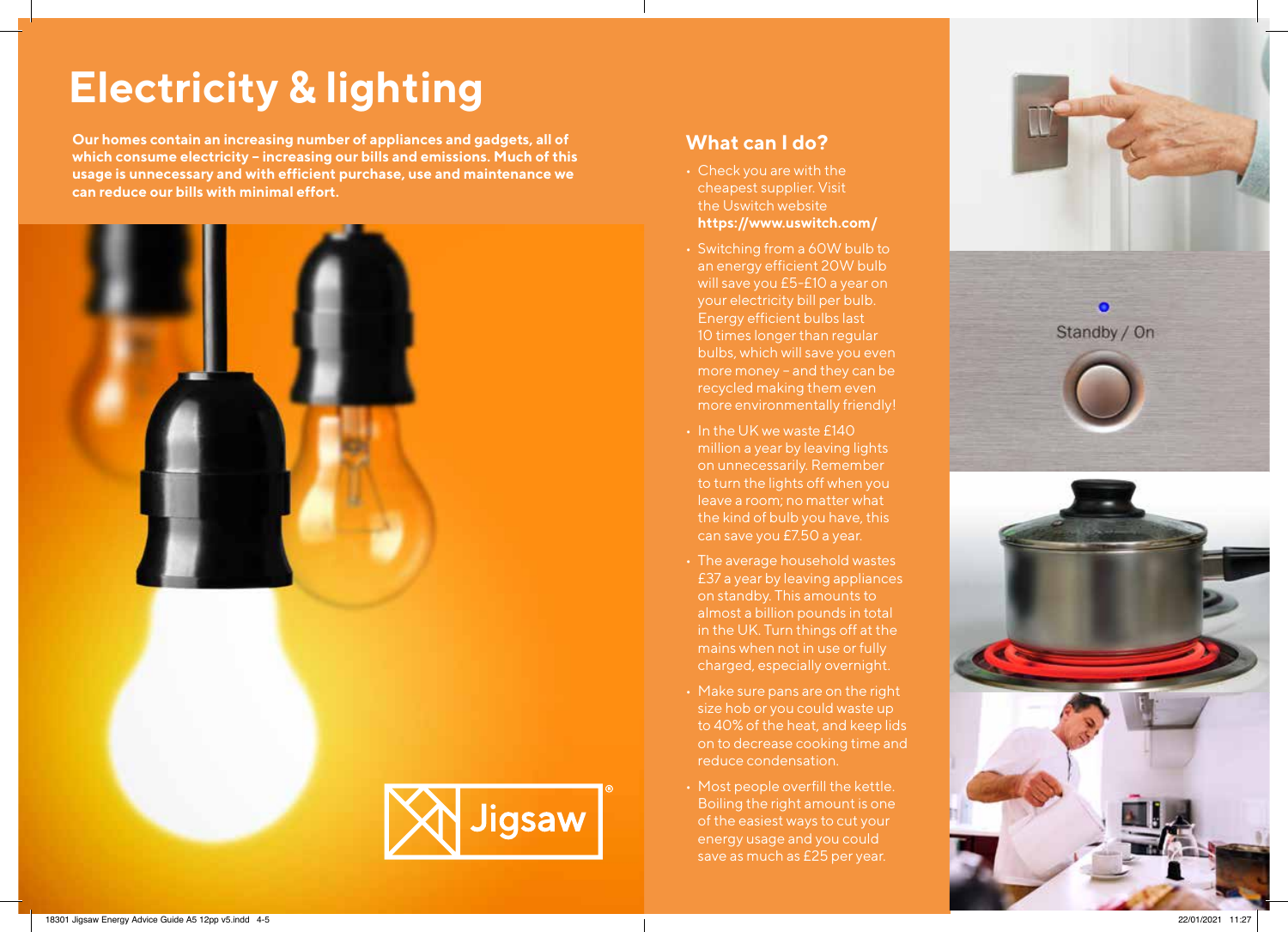# Electricity & lighting

**Our homes contain an increasing number of appliances and gadgets, all of which consume electricity – increasing our bills and emissions. Much of this usage is unnecessary and with efficient purchase, use and maintenance we can reduce our bills with minimal effort.**

## What can I do?

- Check you are with the cheapest supplier. Visit the Uswitch website **https://www.uswitch.com/**
- Switching from a 60W bulb to an energy efficient 20W bulb will save you £5-£10 a year on your electricity bill per bulb. Energy efficient bulbs last 10 times longer than regular bulbs, which will save you even more money – and they can be recycled making them even more environmentally friendly!
- In the UK we waste £140 million a year by leaving lights on unnecessarily. Remember to turn the lights off when you leave a room; no matter what the kind of bulb you have, this can save you £7.50 a year.
- The average household wastes £37 a year by leaving appliances on standby. This amounts to almost a billion pounds in total in the UK. Turn things off at the mains when not in use or fully charged, especially overnight.
- Make sure pans are on the right size hob or you could waste up to 40% of the heat, and keep lids on to decrease cooking time and reduce condensation.
- Most people overfill the kettle. Boiling the right amount is one of the easiest ways to cut your energy usage and you could save as much as £25 per year.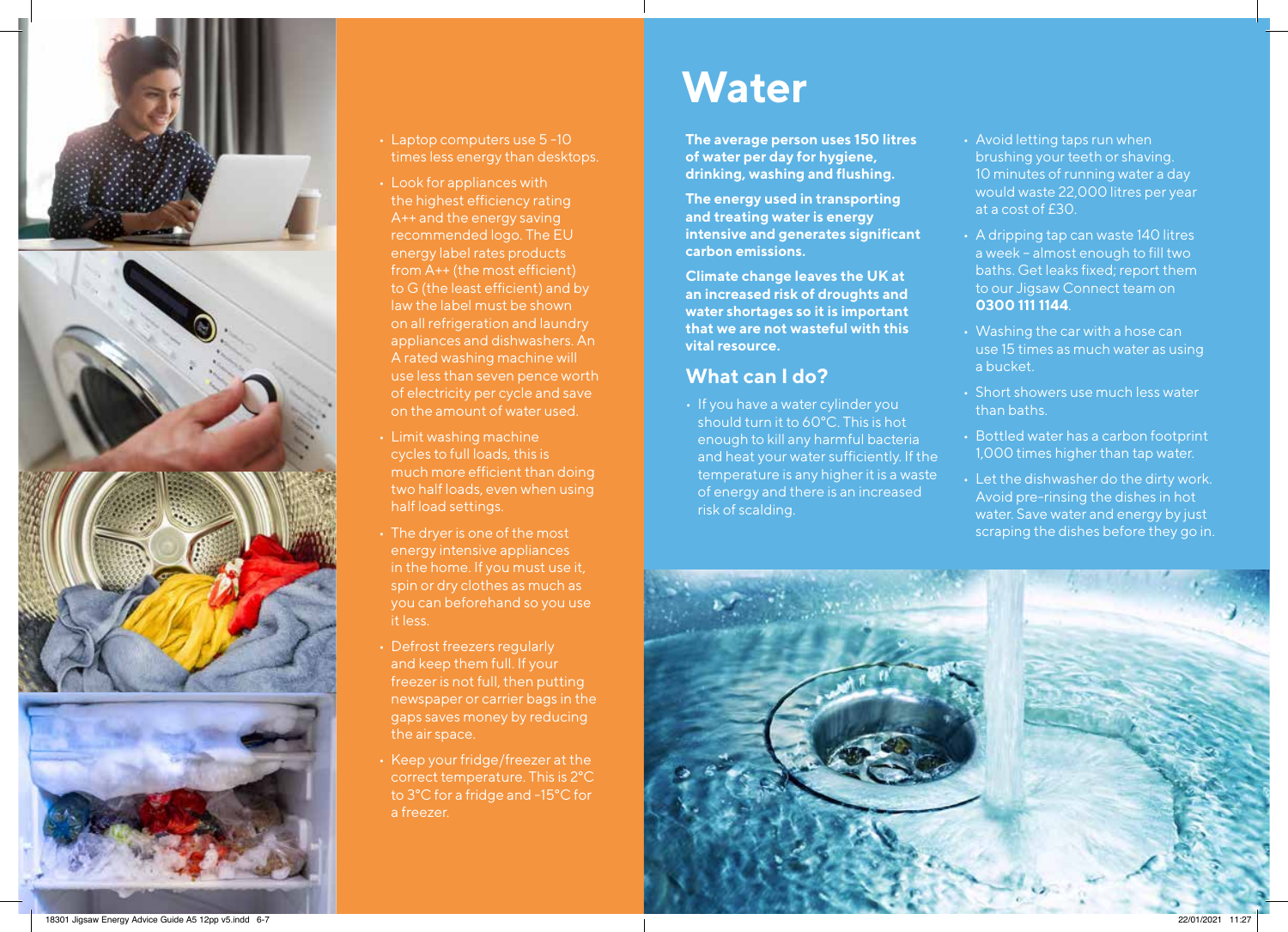- Laptop computers use 5 -10 times less energy than desktops.
- Look for appliances with the highest efficiency rating A++ and the energy saving recommended logo. The EU energy label rates products from A++ (the most efficient) to G (the least efficient) and by law the label must be shown on all refrigeration and laundry appliances and dishwashers. An A rated washing machine will use less than seven pence worth of electricity per cycle and save on the amount of water used.
- Limit washing machine cycles to full loads, this is much more efficient than doing two half loads, even when using half load settings.
- The dryer is one of the most energy intensive appliances in the home. If you must use it, spin or dry clothes as much as you can beforehand so you use it less.
- Defrost freezers regularly and keep them full. If your freezer is not full, then putting newspaper or carrier bags in the gaps saves money by reducing the air space.
- Keep your fridge/freezer at the correct temperature. This is 2°C to 3°C for a fridge and -15°C for a freezer.

# Water

**The average person uses 150 litres of water per day for hygiene, drinking, washing and flushing.**

**The energy used in transporting and treating water is energy intensive and generates significant carbon emissions.**

**Climate change leaves the UK at an increased risk of droughts and water shortages so it is important that we are not wasteful with this vital resource.**

## What can I do?

- If you have a water cylinder you should turn it to 60°C. This is hot enough to kill any harmful bacteria and heat your water sufficiently. If the temperature is any higher it is a waste of energy and there is an increased risk of scalding.
- Avoid letting taps run when brushing your teeth or shaving. 10 minutes of running water a day would waste 22,000 litres per year at a cost of £30.
- A dripping tap can waste 140 litres a week – almost enough to fill two baths. Get leaks fixed; report them to our Jigsaw Connect team on **0300 111 1144**.
- Washing the car with a hose can use 15 times as much water as using a bucket.
- Short showers use much less water than baths.
- Bottled water has a carbon footprint 1,000 times higher than tap water.
- Let the dishwasher do the dirty work. Avoid pre-rinsing the dishes in hot water. Save water and energy by just scraping the dishes before they go in.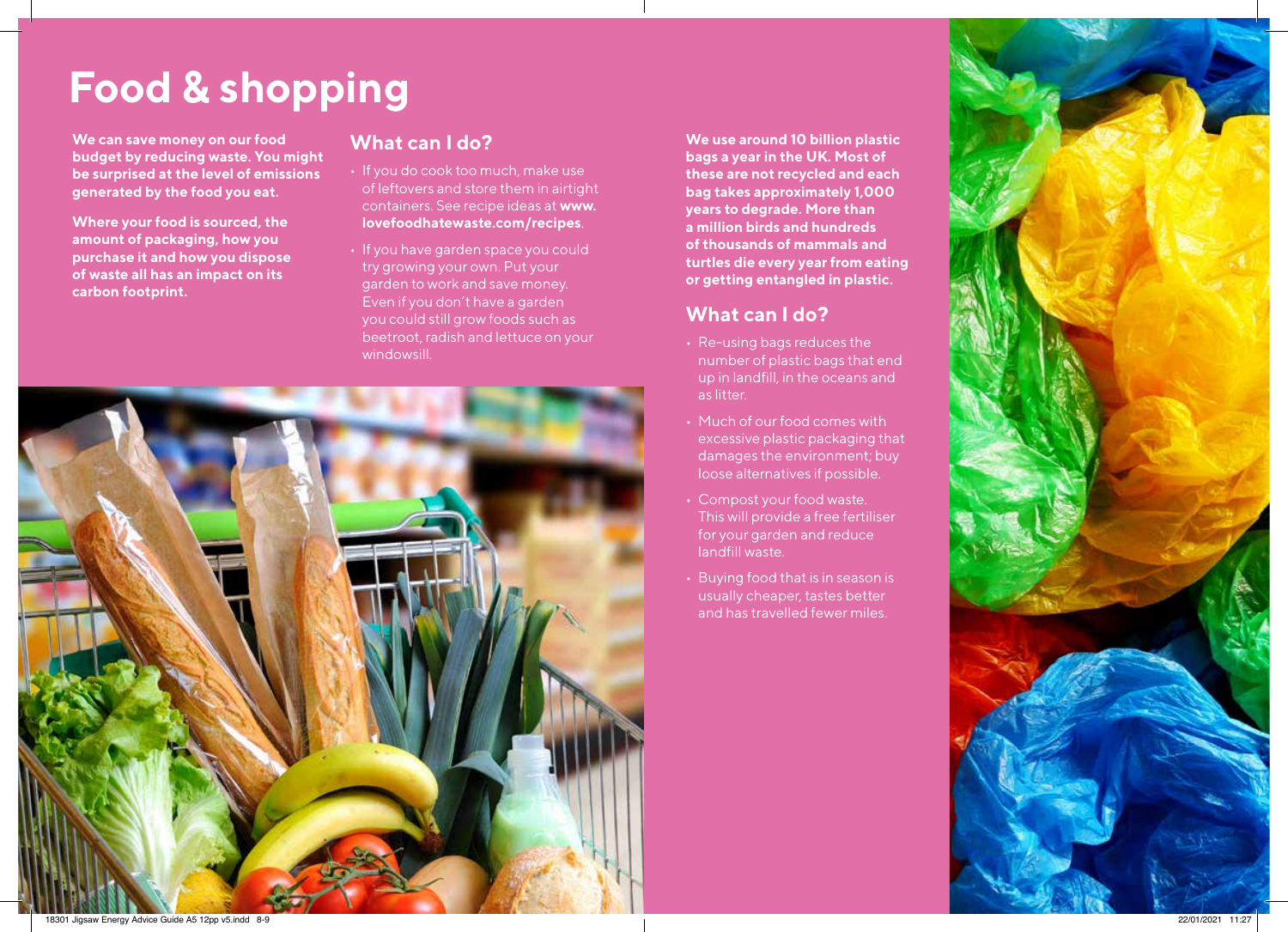# Food & shopping

**We can save money on our food budget by reducing waste. You might be surprised at the level of emissions generated by the food you eat.**

**Where your food is sourced, the amount of packaging, how you purchase it and how you dispose of waste all has an impact on its carbon footprint.**

## What can I do?

- If you do cook too much, make use of leftovers and store them in airtight containers. See recipe ideas at **www.lovefoodhatewaste.com/recipes**.
- If you have garden space you could try growing your own. Put your garden to work and save money. Even if you don't have a garden you could still grow foods such as beetroot, radish and lettuce on your windowsill.

**We use around 10 billion plastic bags a year in the UK. Most of these are not recycled and each bag takes approximately 1,000 years to degrade. More than a million birds and hundreds of thousands of mammals and turtles die every year from eating or getting entangled in plastic.**

## What can I do?

- Re-using bags reduces the number of plastic bags that end up in landfill, in the oceans and as litter.
- Much of our food comes with excessive plastic packaging that damages the environment; buy loose alternatives if possible.
- Compost your food waste. This will provide a free fertiliser for your garden and reduce landfill waste.
- Buying food that is in season is usually cheaper, tastes better and has travelled fewer miles.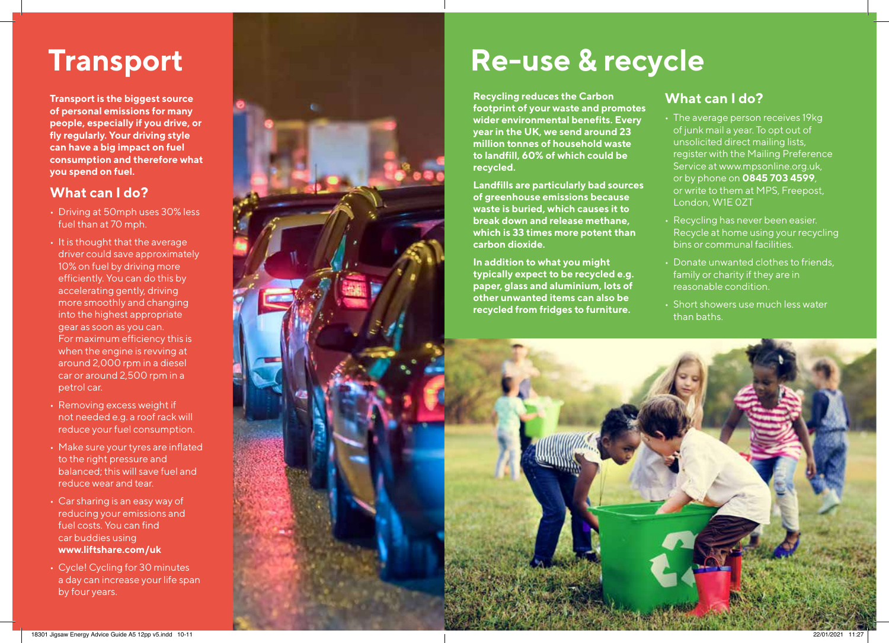# Transport

**Transport is the biggest source of personal emissions for many people, especially if you drive, or fly regularly. Your driving style can have a big impact on fuel consumption and therefore what you spend on fuel.**

## What can I do?

- Driving at 50mph uses 30% less fuel than at 70 mph.
- It is thought that the average driver could save approximately 10% on fuel by driving more efficiently. You can do this by accelerating gently, driving more smoothly and changing into the highest appropriate gear as soon as you can. For maximum efficiency this is when the engine is revving at around 2,000 rpm in a diesel car or around 2,500 rpm in a petrol car.
- Removing excess weight if not needed e.g. a roof rack will reduce your fuel consumption.
- Make sure your tyres are inflated to the right pressure and balanced; this will save fuel and reduce wear and tear.
- Car sharing is an easy way of reducing your emissions and fuel costs. You can find car buddies using **www.liftshare.com/uk**
- Cycle! Cycling for 30 minutes a day can increase your life span by four years.

# Re-use & recycle

**Recycling reduces the Carbon footprint of your waste and promotes wider environmental benefits. Every year in the UK, we send around 23 million tonnes of household waste to landfill, 60% of which could be recycled.**

**Landfills are particularly bad sources of greenhouse emissions because waste is buried, which causes it to break down and release methane, which is 33 times more potent than carbon dioxide.**

**In addition to what you might typically expect to be recycled e.g. paper, glass and aluminium, lots of other unwanted items can also be recycled from fridges to furniture.**

## What can I do?

- The average person receives 19kg of junk mail a year. To opt out of unsolicited direct mailing lists, register with the Mailing Preference Service at www.mpsonline.org.uk, or by phone on **0845 703 4599**, or write to them at MPS, Freepost, London, W1E 0ZT
- Recycling has never been easier. Recycle at home using your recycling bins or communal facilities.
- Donate unwanted clothes to friends, family or charity if they are in reasonable condition.
- Short showers use much less water than baths.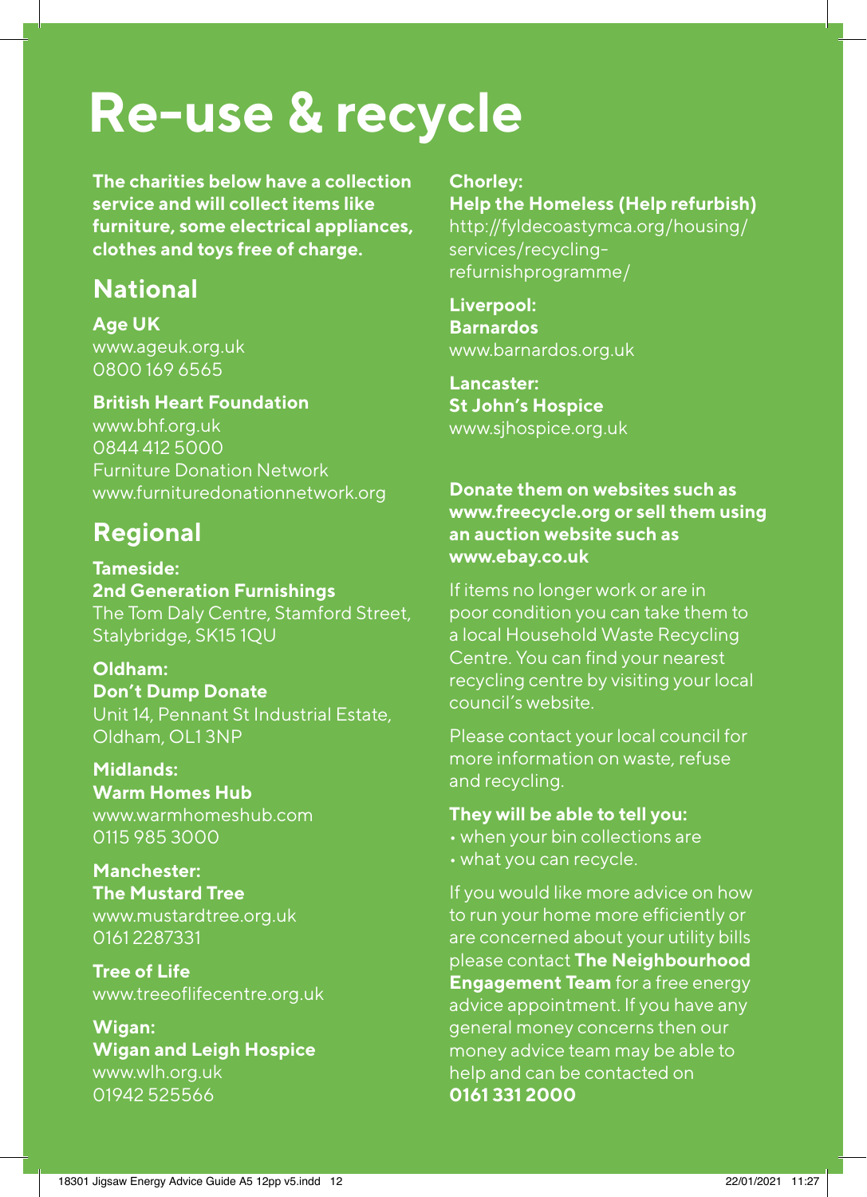# Re-use & recycle

**The charities below have a collection service and will collect items like furniture, some electrical appliances, clothes and toys free of charge.**

## National

**Age UK**
www.ageuk.org.uk
0800 169 6565

**British Heart Foundation**
www.bhf.org.uk
0844 412 5000
Furniture Donation Network
www.furnituredonationnetwork.org

## Regional

**Tameside:**
**2nd Generation Furnishings**
The Tom Daly Centre, Stamford Street, Stalybridge, SK15 1QU

**Oldham:**
**Don't Dump Donate**
Unit 14, Pennant St Industrial Estate, Oldham, OL1 3NP

**Midlands:**
**Warm Homes Hub**
www.warmhomeshub.com
0115 985 3000

**Manchester:**
**The Mustard Tree**
www.mustardtree.org.uk
0161 2287331

**Tree of Life**
www.treeoflifecentre.org.uk

**Wigan:**
**Wigan and Leigh Hospice**
www.wlh.org.uk
01942 525566

**Chorley:**
**Help the Homeless (Help refurbish)**
http://fyldecoastymca.org/housing/services/recycling-refurnishprogramme/

**Liverpool:**
**Barnardos**
www.barnardos.org.uk

**Lancaster:**
**St John's Hospice**
www.sjhospice.org.uk

**Donate them on websites such as www.freecycle.org or sell them using an auction website such as www.ebay.co.uk**

If items no longer work or are in poor condition you can take them to a local Household Waste Recycling Centre. You can find your nearest recycling centre by visiting your local council's website.

Please contact your local council for more information on waste, refuse and recycling.

**They will be able to tell you:**

- when your bin collections are
- what you can recycle.

If you would like more advice on how to run your home more efficiently or are concerned about your utility bills please contact **The Neighbourhood Engagement Team** for a free energy advice appointment. If you have any general money concerns then our money advice team may be able to help and can be contacted on **0161 331 2000**